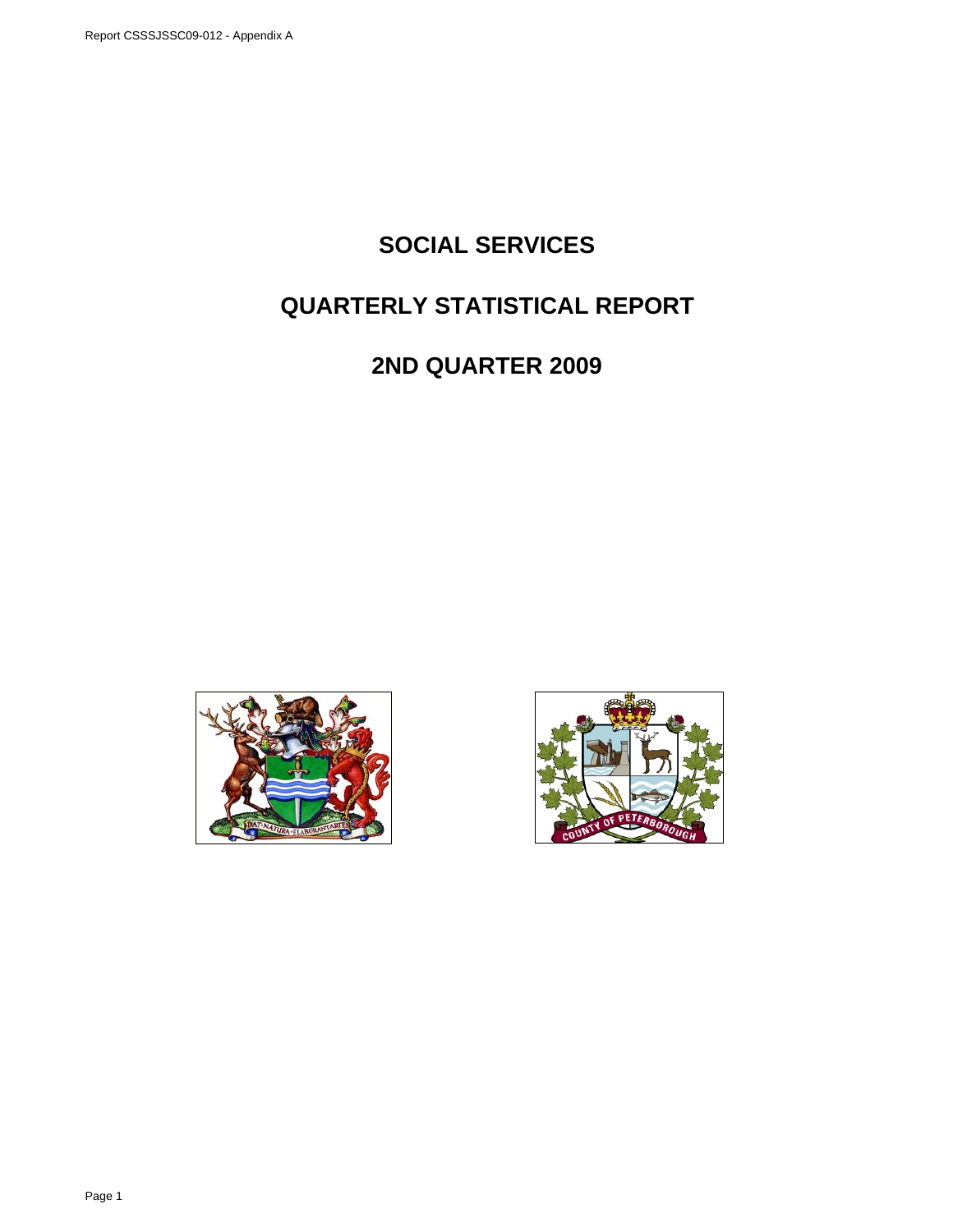# SOCIAL SERVICES

# QUARTERLY STATISTICAL REPORT

# 2ND QUARTER 2009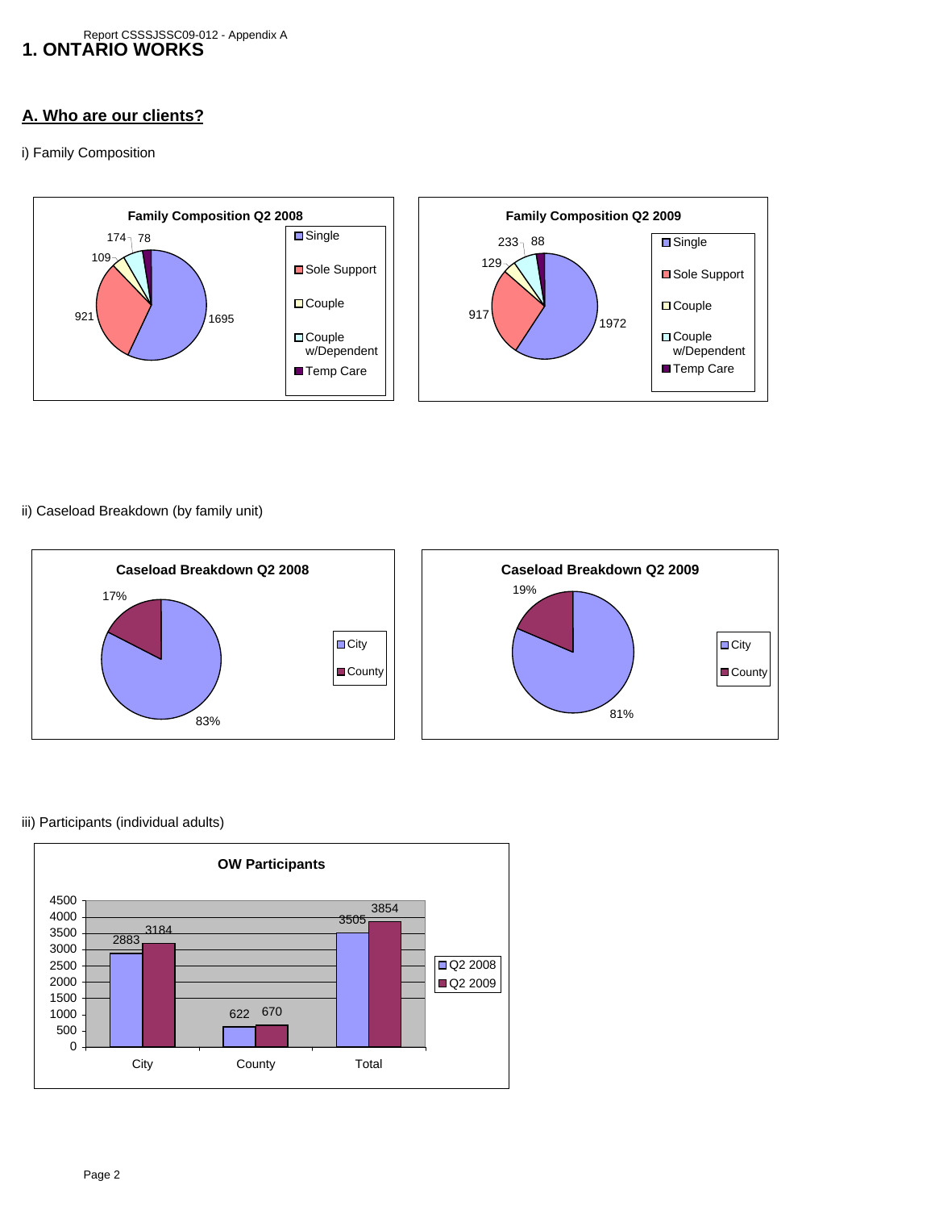Report CSSSJSSC09-012 - Appendix A

# 1. ONTARIO WORKS

## A. Who are our clients?

i) Family Composition

**Family Composition Q2 2008**

| Category | Count |
|---|---|
| Single | 1695 |
| Sole Support | 921 |
| Couple | 109 |
| Couple w/Dependent | 174 |
| Temp Care | 78 |

**Family Composition Q2 2009**

| Category | Count |
|---|---|
| Single | 1972 |
| Sole Support | 917 |
| Couple | 129 |
| Couple w/Dependent | 233 |
| Temp Care | 88 |

ii) Caseload Breakdown (by family unit)

**Caseload Breakdown Q2 2008**

| Area | Percent |
|---|---|
| City | 83% |
| County | 17% |

**Caseload Breakdown Q2 2009**

| Area | Percent |
|---|---|
| City | 81% |
| County | 19% |

iii) Participants (individual adults)

**OW Participants**

| | Q2 2008 | Q2 2009 |
|---|---|---|
| City | 2883 | 3184 |
| County | 622 | 670 |
| Total | 3505 | 3854 |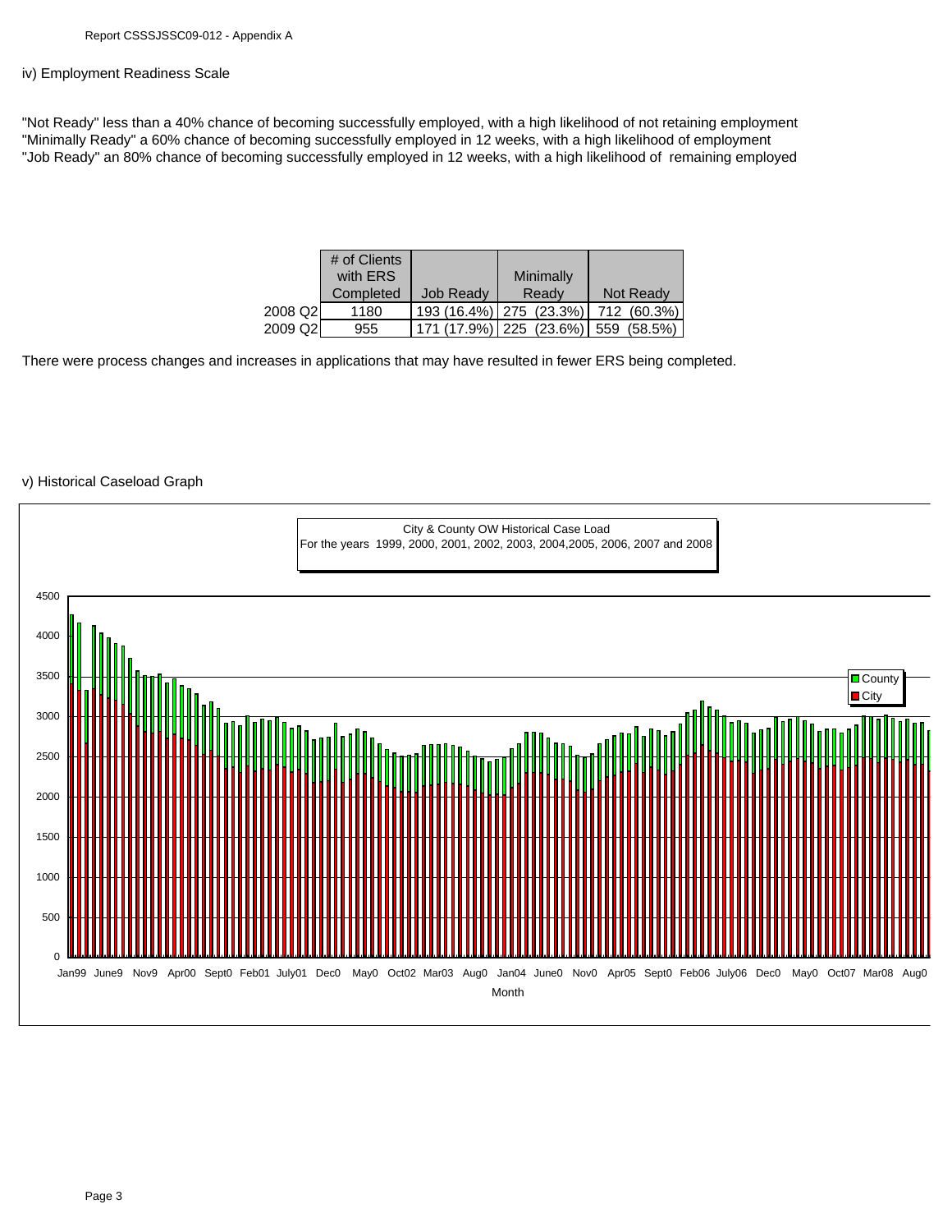iv) Employment Readiness Scale

"Not Ready" less than a 40% chance of becoming successfully employed, with a high likelihood of not retaining employment
"Minimally Ready" a 60% chance of becoming successfully employed in 12 weeks, with a high likelihood of employment
"Job Ready" an 80% chance of becoming successfully employed in 12 weeks, with a high likelihood of remaining employed

| | # of Clients with ERS Completed | Job Ready | Minimally Ready | Not Ready |
|---|---|---|---|---|
| 2008 Q2 | 1180 | 193 (16.4%) | 275 (23.3%) | 712 (60.3%) |
| 2009 Q2 | 955 | 171 (17.9%) | 225 (23.6%) | 559 (58.5%) |

There were process changes and increases in applications that may have resulted in fewer ERS being completed.

v) Historical Caseload Graph

City & County OW Historical Case Load
For the years 1999, 2000, 2001, 2002, 2003, 2004,2005, 2006, 2007 and 2008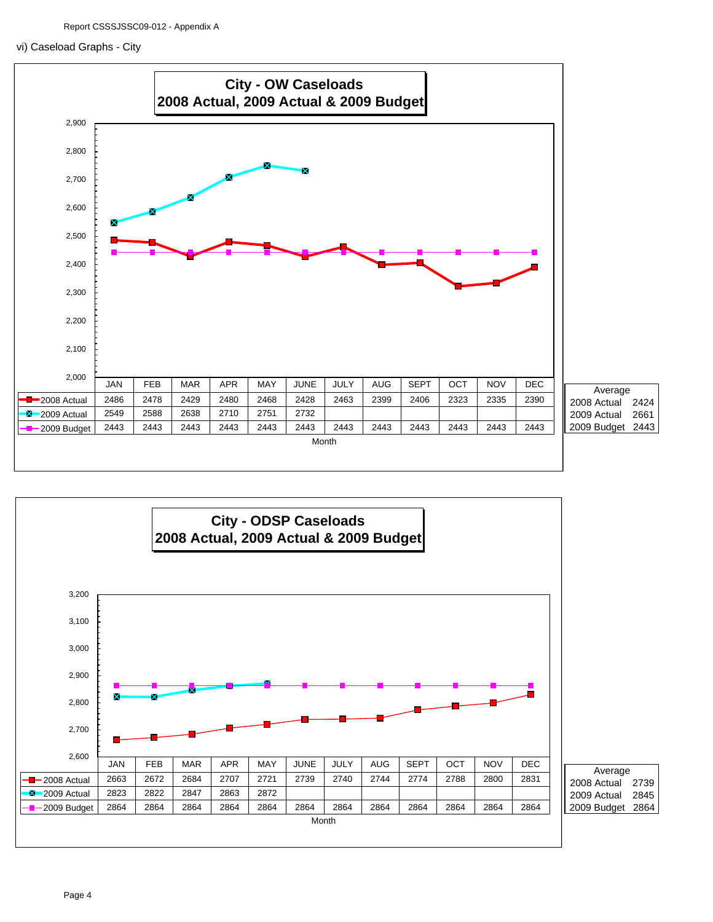Report CSSSJSSC09-012 - Appendix A

vi) Caseload Graphs - City

## City - OW Caseloads 2008 Actual, 2009 Actual & 2009 Budget

| Month | JAN | FEB | MAR | APR | MAY | JUNE | JULY | AUG | SEPT | OCT | NOV | DEC |
|---|---|---|---|---|---|---|---|---|---|---|---|---|
| 2008 Actual | 2486 | 2478 | 2429 | 2480 | 2468 | 2428 | 2463 | 2399 | 2406 | 2323 | 2335 | 2390 |
| 2009 Actual | 2549 | 2588 | 2638 | 2710 | 2751 | 2732 | | | | | | |
| 2009 Budget | 2443 | 2443 | 2443 | 2443 | 2443 | 2443 | 2443 | 2443 | 2443 | 2443 | 2443 | 2443 |

| Average | |
|---|---|
| 2008 Actual | 2424 |
| 2009 Actual | 2661 |
| 2009 Budget | 2443 |

## City - ODSP Caseloads 2008 Actual, 2009 Actual & 2009 Budget

| Month | JAN | FEB | MAR | APR | MAY | JUNE | JULY | AUG | SEPT | OCT | NOV | DEC |
|---|---|---|---|---|---|---|---|---|---|---|---|---|
| 2008 Actual | 2663 | 2672 | 2684 | 2707 | 2721 | 2739 | 2740 | 2744 | 2774 | 2788 | 2800 | 2831 |
| 2009 Actual | 2823 | 2822 | 2847 | 2863 | 2872 | | | | | | | |
| 2009 Budget | 2864 | 2864 | 2864 | 2864 | 2864 | 2864 | 2864 | 2864 | 2864 | 2864 | 2864 | 2864 |

| Average | |
|---|---|
| 2008 Actual | 2739 |
| 2009 Actual | 2845 |
| 2009 Budget | 2864 |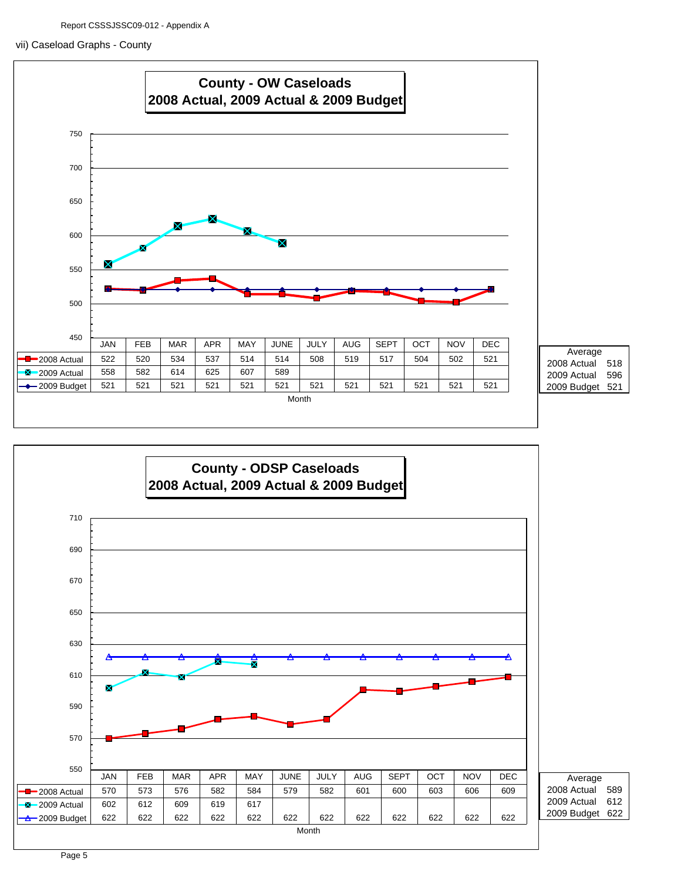Report CSSSJSSC09-012 - Appendix A

vii) Caseload Graphs - County

## County - OW Caseloads
## 2008 Actual, 2009 Actual & 2009 Budget

| | JAN | FEB | MAR | APR | MAY | JUNE | JULY | AUG | SEPT | OCT | NOV | DEC |
|---|---|---|---|---|---|---|---|---|---|---|---|---|
| 2008 Actual | 522 | 520 | 534 | 537 | 514 | 514 | 508 | 519 | 517 | 504 | 502 | 521 |
| 2009 Actual | 558 | 582 | 614 | 625 | 607 | 589 | | | | | | |
| 2009 Budget | 521 | 521 | 521 | 521 | 521 | 521 | 521 | 521 | 521 | 521 | 521 | 521 |

Month

| Average | |
|---|---|
| 2008 Actual | 518 |
| 2009 Actual | 596 |
| 2009 Budget | 521 |

## County - ODSP Caseloads
## 2008 Actual, 2009 Actual & 2009 Budget

| | JAN | FEB | MAR | APR | MAY | JUNE | JULY | AUG | SEPT | OCT | NOV | DEC |
|---|---|---|---|---|---|---|---|---|---|---|---|---|
| 2008 Actual | 570 | 573 | 576 | 582 | 584 | 579 | 582 | 601 | 600 | 603 | 606 | 609 |
| 2009 Actual | 602 | 612 | 609 | 619 | 617 | | | | | | | |
| 2009 Budget | 622 | 622 | 622 | 622 | 622 | 622 | 622 | 622 | 622 | 622 | 622 | 622 |

Month

| Average | |
|---|---|
| 2008 Actual | 589 |
| 2009 Actual | 612 |
| 2009 Budget | 622 |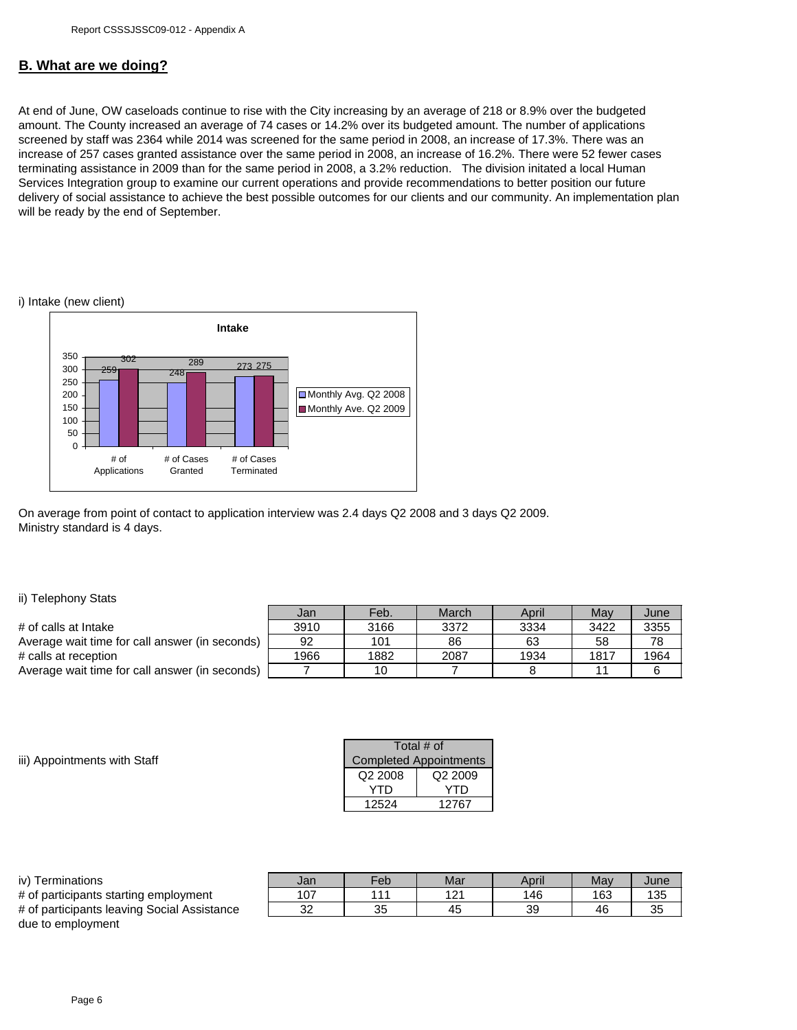## B. What are we doing?

At end of June, OW caseloads continue to rise with the City increasing by an average of 218 or 8.9% over the budgeted amount. The County increased an average of 74 cases or 14.2% over its budgeted amount. The number of applications screened by staff was 2364 while 2014 was screened for the same period in 2008, an increase of 17.3%. There was an increase of 257 cases granted assistance over the same period in 2008, an increase of 16.2%. There were 52 fewer cases terminating assistance in 2009 than for the same period in 2008, a 3.2% reduction. The division initated a local Human Services Integration group to examine our current operations and provide recommendations to better position our future delivery of social assistance to achieve the best possible outcomes for our clients and our community. An implementation plan will be ready by the end of September.

i) Intake (new client)

**Intake**

| | Monthly Avg. Q2 2008 | Monthly Ave. Q2 2009 |
|---|---|---|
| # of Applications | 259 | 302 |
| # of Cases Granted | 248 | 289 |
| # of Cases Terminated | 273 | 275 |

On average from point of contact to application interview was 2.4 days Q2 2008 and 3 days Q2 2009.
Ministry standard is 4 days.

ii) Telephony Stats

| | Jan | Feb. | March | April | May | June |
|---|---|---|---|---|---|---|
| # of calls at Intake | 3910 | 3166 | 3372 | 3334 | 3422 | 3355 |
| Average wait time for call answer (in seconds) | 92 | 101 | 86 | 63 | 58 | 78 |
| # calls at reception | 1966 | 1882 | 2087 | 1934 | 1817 | 1964 |
| Average wait time for call answer (in seconds) | 7 | 10 | 7 | 8 | 11 | 6 |

iii) Appointments with Staff

| Total # of Completed Appointments | |
|---|---|
| Q2 2008 YTD | Q2 2009 YTD |
| 12524 | 12767 |

iv) Terminations

| | Jan | Feb | Mar | April | May | June |
|---|---|---|---|---|---|---|
| # of participants starting employment | 107 | 111 | 121 | 146 | 163 | 135 |
| # of participants leaving Social Assistance due to employment | 32 | 35 | 45 | 39 | 46 | 35 |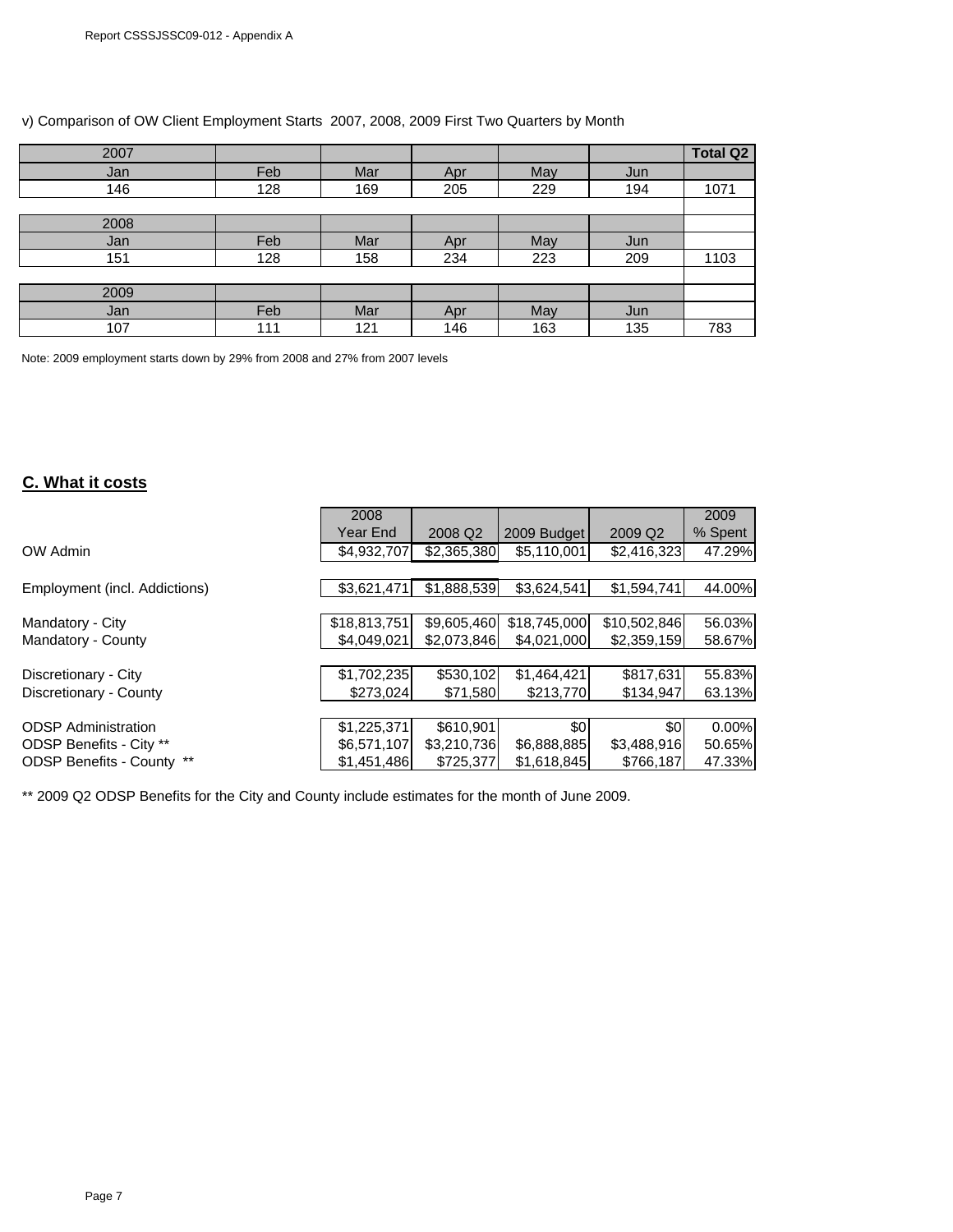v) Comparison of OW Client Employment Starts 2007, 2008, 2009 First Two Quarters by Month

| 2007 | | | | | | Total Q2 |
|---|---|---|---|---|---|---|
| Jan | Feb | Mar | Apr | May | Jun | |
| 146 | 128 | 169 | 205 | 229 | 194 | 1071 |
| | | | | | | |
| 2008 | | | | | | |
| Jan | Feb | Mar | Apr | May | Jun | |
| 151 | 128 | 158 | 234 | 223 | 209 | 1103 |
| | | | | | | |
| 2009 | | | | | | |
| Jan | Feb | Mar | Apr | May | Jun | |
| 107 | 111 | 121 | 146 | 163 | 135 | 783 |

Note: 2009 employment starts down by 29% from 2008 and 27% from 2007 levels

## C. What it costs

| | 2008 Year End | 2008 Q2 | 2009 Budget | 2009 Q2 | 2009 % Spent |
|---|---|---|---|---|---|
| OW Admin | $4,932,707 | $2,365,380 | $5,110,001 | $2,416,323 | 47.29% |
| Employment (incl. Addictions) | $3,621,471 | $1,888,539 | $3,624,541 | $1,594,741 | 44.00% |
| Mandatory - City | $18,813,751 | $9,605,460 | $18,745,000 | $10,502,846 | 56.03% |
| Mandatory - County | $4,049,021 | $2,073,846 | $4,021,000 | $2,359,159 | 58.67% |
| Discretionary - City | $1,702,235 | $530,102 | $1,464,421 | $817,631 | 55.83% |
| Discretionary - County | $273,024 | $71,580 | $213,770 | $134,947 | 63.13% |
| ODSP Administration | $1,225,371 | $610,901 | $0 | $0 | 0.00% |
| ODSP Benefits - City ** | $6,571,107 | $3,210,736 | $6,888,885 | $3,488,916 | 50.65% |
| ODSP Benefits - County ** | $1,451,486 | $725,377 | $1,618,845 | $766,187 | 47.33% |

** 2009 Q2 ODSP Benefits for the City and County include estimates for the month of June 2009.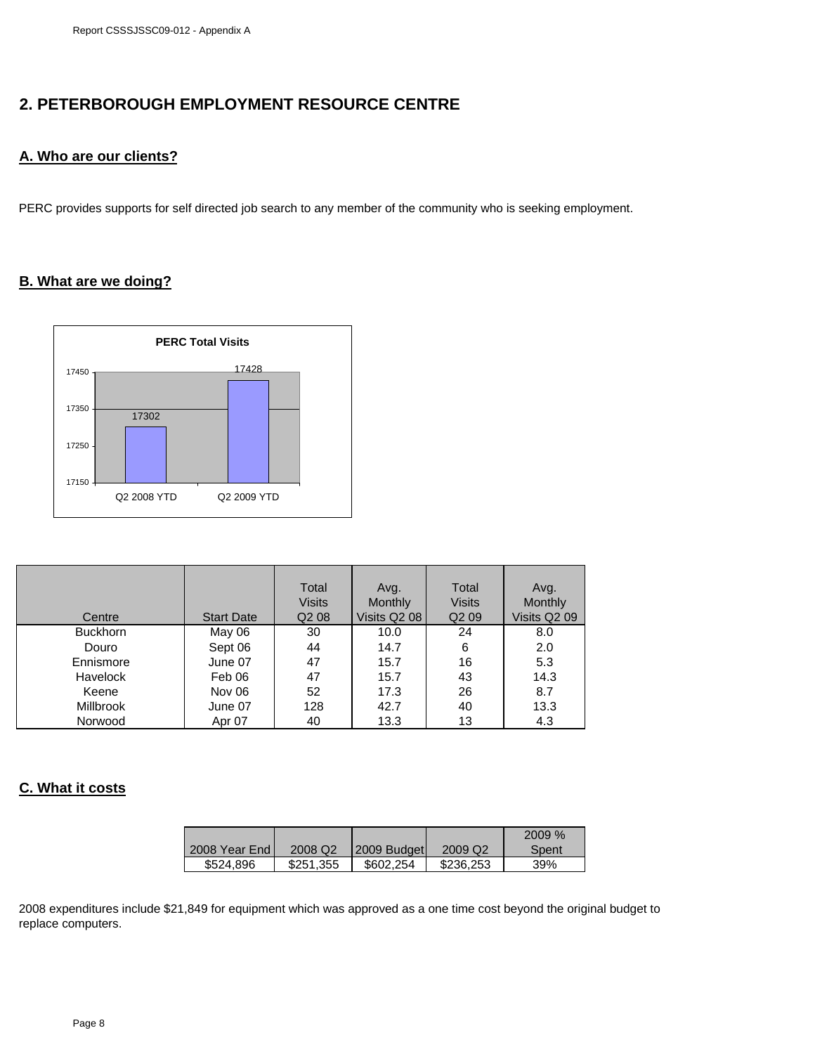## 2. PETERBOROUGH EMPLOYMENT RESOURCE CENTRE

### A. Who are our clients?

PERC provides supports for self directed job search to any member of the community who is seeking employment.

### B. What are we doing?

**PERC Total Visits**

| | Q2 2008 YTD | Q2 2009 YTD |
|---|---|---|
| Total Visits | 17302 | 17428 |

| Centre | Start Date | Total Visits Q2 08 | Avg. Monthly Visits Q2 08 | Total Visits Q2 09 | Avg. Monthly Visits Q2 09 |
|---|---|---|---|---|---|
| Buckhorn | May 06 | 30 | 10.0 | 24 | 8.0 |
| Douro | Sept 06 | 44 | 14.7 | 6 | 2.0 |
| Ennismore | June 07 | 47 | 15.7 | 16 | 5.3 |
| Havelock | Feb 06 | 47 | 15.7 | 43 | 14.3 |
| Keene | Nov 06 | 52 | 17.3 | 26 | 8.7 |
| Millbrook | June 07 | 128 | 42.7 | 40 | 13.3 |
| Norwood | Apr 07 | 40 | 13.3 | 13 | 4.3 |

### C. What it costs

| 2008 Year End | 2008 Q2 | 2009 Budget | 2009 Q2 | 2009 % Spent |
|---|---|---|---|---|
| $524,896 | $251,355 | $602,254 | $236,253 | 39% |

2008 expenditures include $21,849 for equipment which was approved as a one time cost beyond the original budget to replace computers.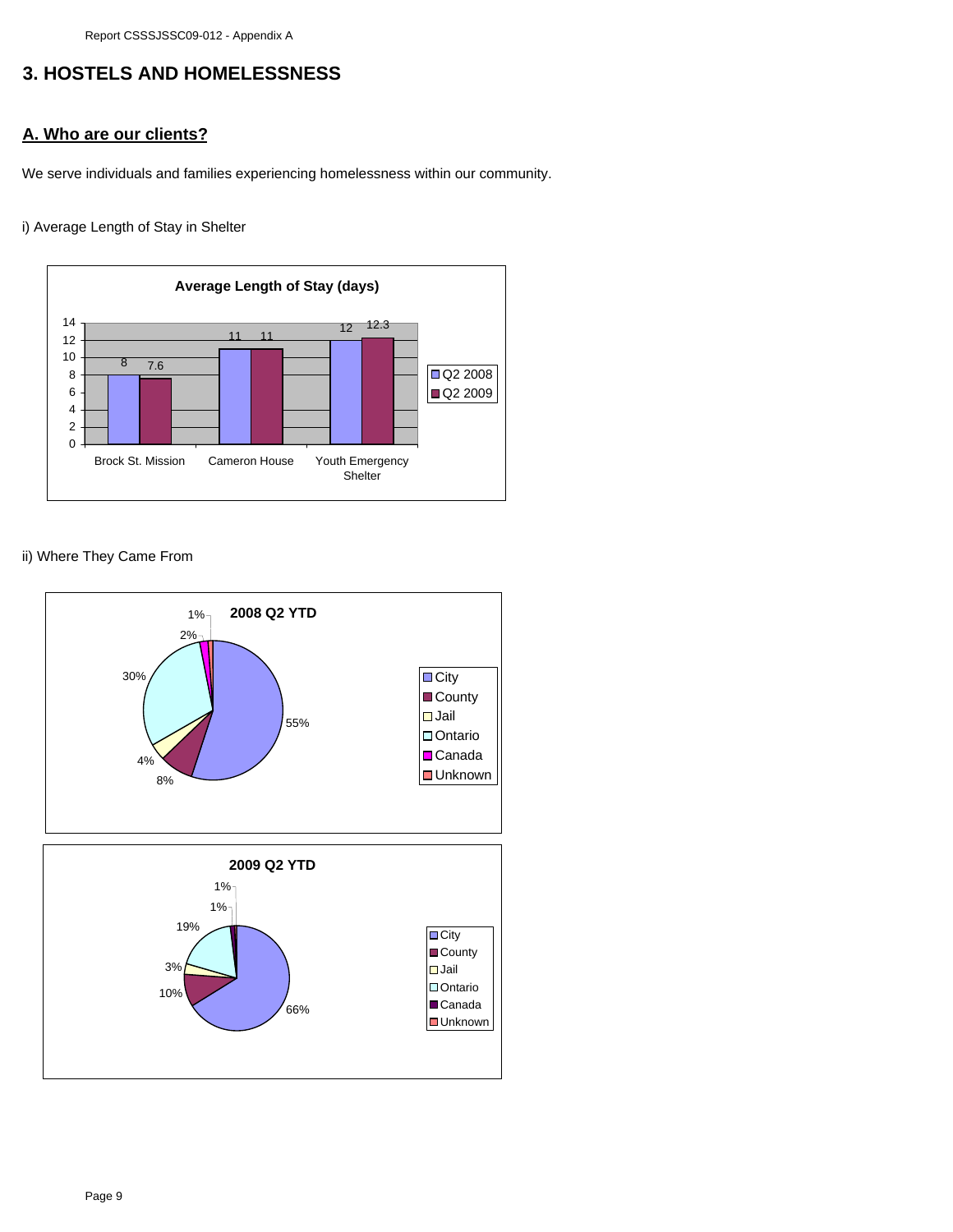# 3. HOSTELS AND HOMELESSNESS

## A. Who are our clients?

We serve individuals and families experiencing homelessness within our community.

i) Average Length of Stay in Shelter

**Average Length of Stay (days)**

| | Q2 2008 | Q2 2009 |
|---|---|---|
| Brock St. Mission | 8 | 7.6 |
| Cameron House | 11 | 11 |
| Youth Emergency Shelter | 12 | 12.3 |

ii) Where They Came From

**2008 Q2 YTD**

| Origin | % |
|---|---|
| City | 55% |
| County | 8% |
| Jail | 4% |
| Ontario | 30% |
| Canada | 2% |
| Unknown | 1% |

**2009 Q2 YTD**

| Origin | % |
|---|---|
| City | 66% |
| County | 10% |
| Jail | 3% |
| Ontario | 19% |
| Canada | 1% |
| Unknown | 1% |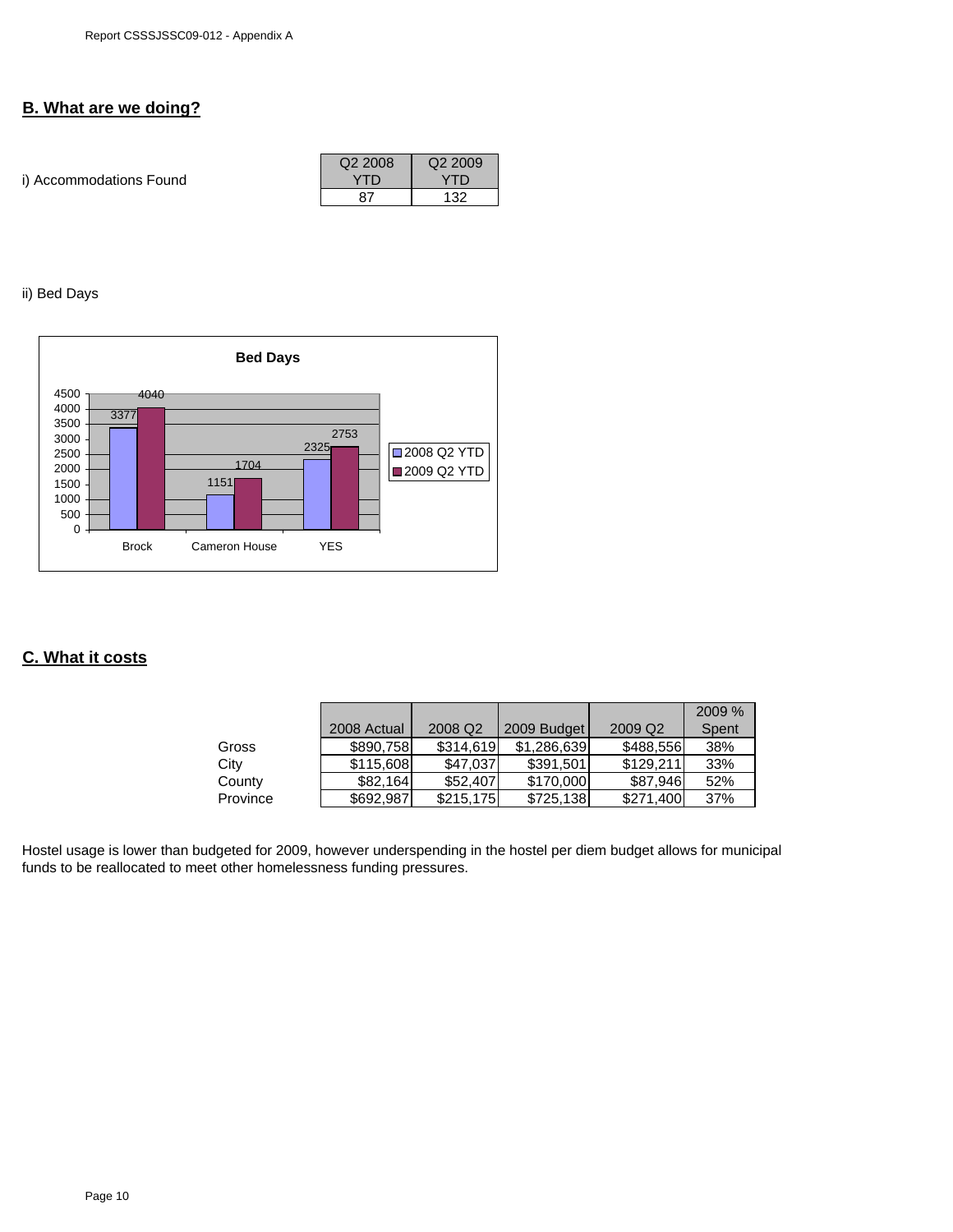## B. What are we doing?

i) Accommodations Found

| Q2 2008 YTD | Q2 2009 YTD |
|---|---|
| 87 | 132 |

ii) Bed Days

**Bed Days**

| | 2008 Q2 YTD | 2009 Q2 YTD |
|---|---|---|
| Brock | 3377 | 4040 |
| Cameron House | 1151 | 1704 |
| YES | 2325 | 2753 |

## C. What it costs

| | 2008 Actual | 2008 Q2 | 2009 Budget | 2009 Q2 | 2009 % Spent |
|---|---|---|---|---|---|
| Gross | $890,758 | $314,619 | $1,286,639 | $488,556 | 38% |
| City | $115,608 | $47,037 | $391,501 | $129,211 | 33% |
| County | $82,164 | $52,407 | $170,000 | $87,946 | 52% |
| Province | $692,987 | $215,175 | $725,138 | $271,400 | 37% |

Hostel usage is lower than budgeted for 2009, however underspending in the hostel per diem budget allows for municipal funds to be reallocated to meet other homelessness funding pressures.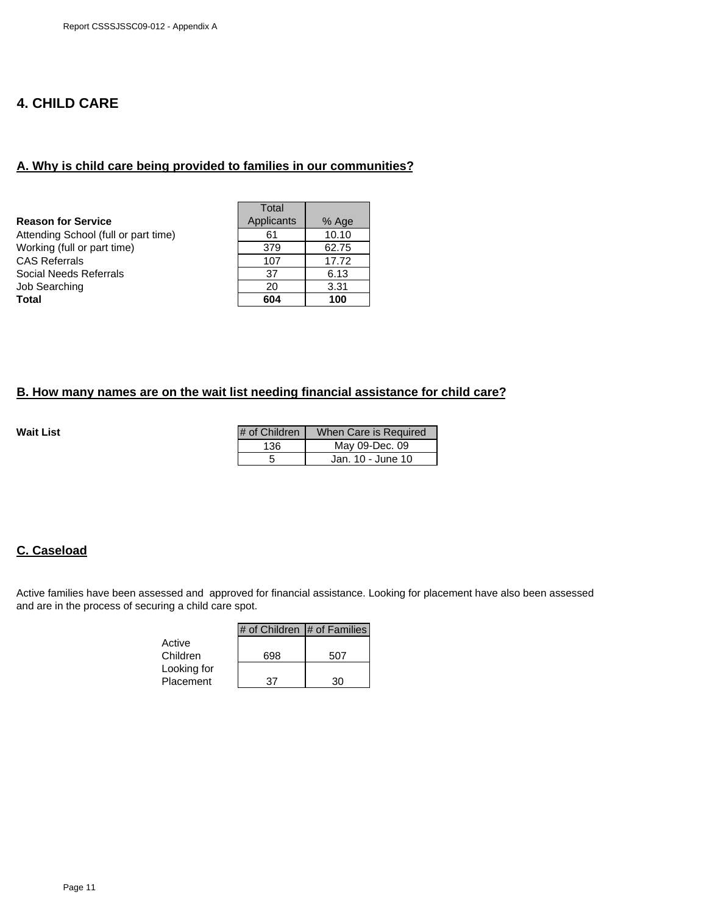# 4. CHILD CARE

## A. Why is child care being provided to families in our communities?

| Reason for Service | Total Applicants | % Age |
|---|---|---|
| Attending School (full or part time) | 61 | 10.10 |
| Working (full or part time) | 379 | 62.75 |
| CAS Referrals | 107 | 17.72 |
| Social Needs Referrals | 37 | 6.13 |
| Job Searching | 20 | 3.31 |
| **Total** | **604** | **100** |

## B. How many names are on the wait list needing financial assistance for child care?

**Wait List**

| # of Children | When Care is Required |
|---|---|
| 136 | May 09-Dec. 09 |
| 5 | Jan. 10 - June 10 |

## C. Caseload

Active families have been assessed and approved for financial assistance. Looking for placement have also been assessed and are in the process of securing a child care spot.

| | # of Children | # of Families |
|---|---|---|
| Active Children | 698 | 507 |
| Looking for Placement | 37 | 30 |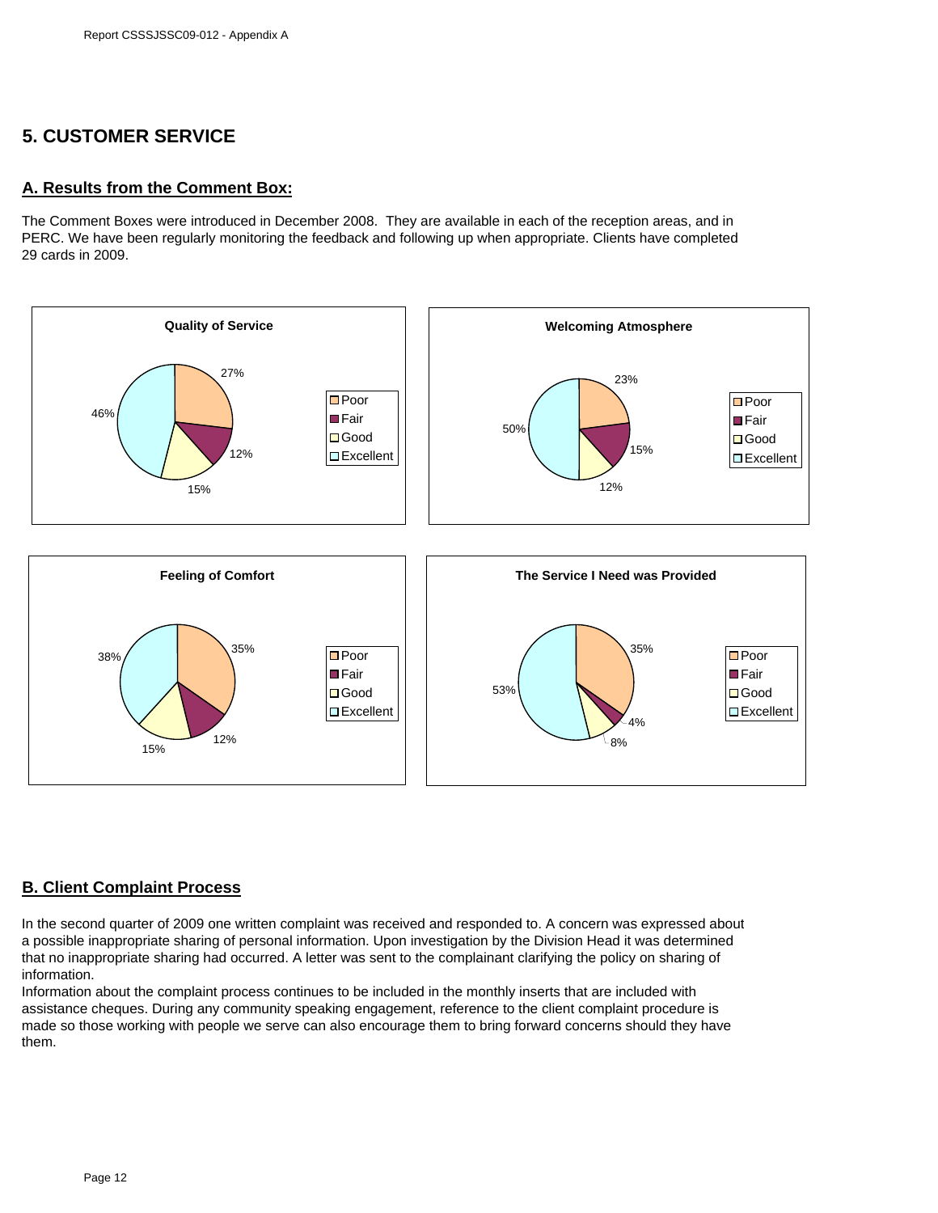## 5. CUSTOMER SERVICE

### A. Results from the Comment Box:

The Comment Boxes were introduced in December 2008. They are available in each of the reception areas, and in PERC. We have been regularly monitoring the feedback and following up when appropriate. Clients have completed 29 cards in 2009.

**Quality of Service**

| Rating | Percentage |
| --- | --- |
| Poor | 27% |
| Fair | 12% |
| Good | 15% |
| Excellent | 46% |

**Welcoming Atmosphere**

| Rating | Percentage |
| --- | --- |
| Poor | 23% |
| Fair | 15% |
| Good | 12% |
| Excellent | 50% |

**Feeling of Comfort**

| Rating | Percentage |
| --- | --- |
| Poor | 35% |
| Fair | 12% |
| Good | 15% |
| Excellent | 38% |

**The Service I Need was Provided**

| Rating | Percentage |
| --- | --- |
| Poor | 35% |
| Fair | 4% |
| Good | 8% |
| Excellent | 53% |

### B. Client Complaint Process

In the second quarter of 2009 one written complaint was received and responded to. A concern was expressed about a possible inappropriate sharing of personal information. Upon investigation by the Division Head it was determined that no inappropriate sharing had occurred. A letter was sent to the complainant clarifying the policy on sharing of information.

Information about the complaint process continues to be included in the monthly inserts that are included with assistance cheques. During any community speaking engagement, reference to the client complaint procedure is made so those working with people we serve can also encourage them to bring forward concerns should they have them.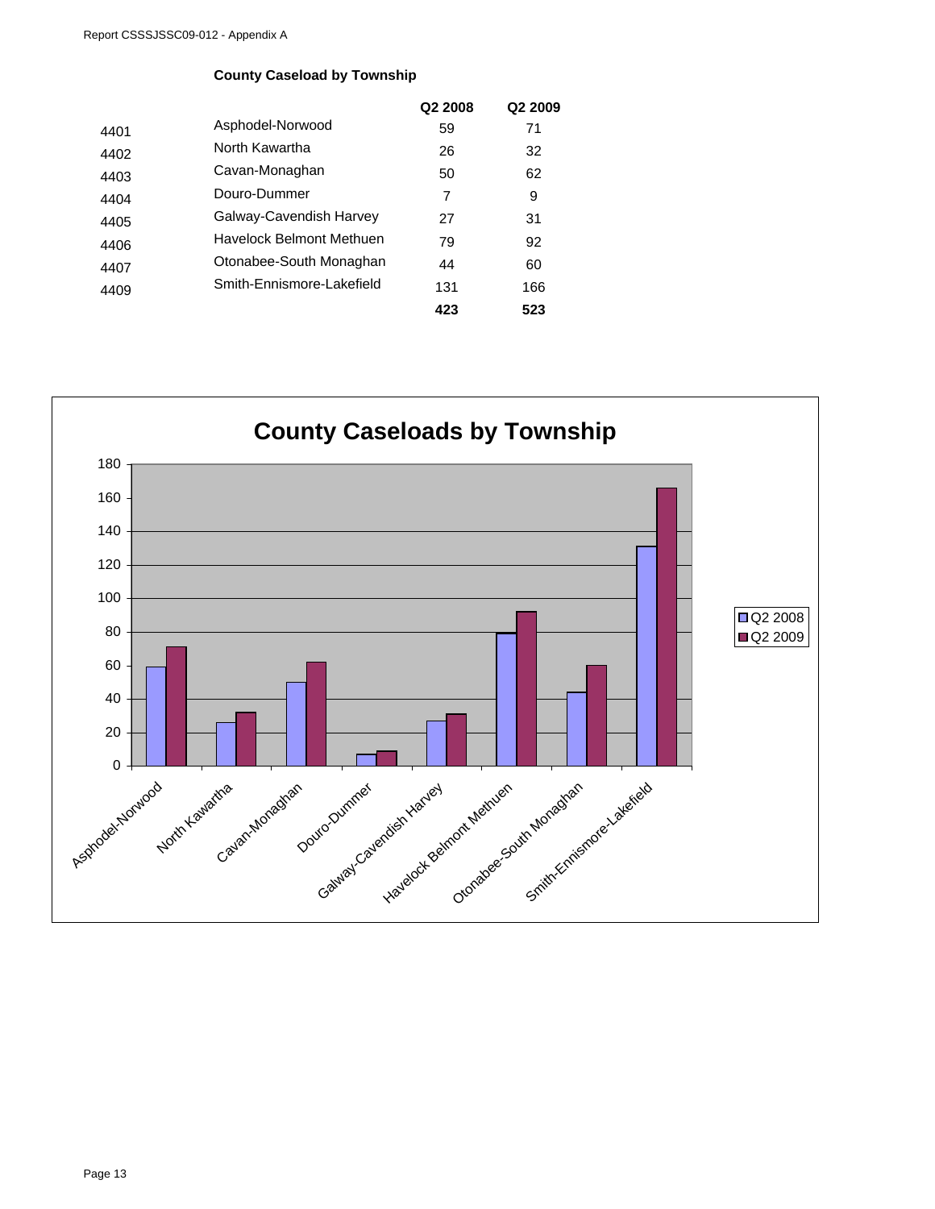**County Caseload by Township**

| | | Q2 2008 | Q2 2009 |
|---|---|---|---|
| 4401 | Asphodel-Norwood | 59 | 71 |
| 4402 | North Kawartha | 26 | 32 |
| 4403 | Cavan-Monaghan | 50 | 62 |
| 4404 | Douro-Dummer | 7 | 9 |
| 4405 | Galway-Cavendish Harvey | 27 | 31 |
| 4406 | Havelock Belmont Methuen | 79 | 92 |
| 4407 | Otonabee-South Monaghan | 44 | 60 |
| 4409 | Smith-Ennismore-Lakefield | 131 | 166 |
| | | **423** | **523** |

**County Caseloads by Township**

180
160
140
120
100
80
60
40
20
0

Asphodel-Norwood
North Kawartha
Cavan-Monaghan
Douro-Dummer
Galway-Cavendish Harvey
Havelock Belmont Methuen
Otonabee-South Monaghan
Smith-Ennismore-Lakefield

Q2 2008
Q2 2009